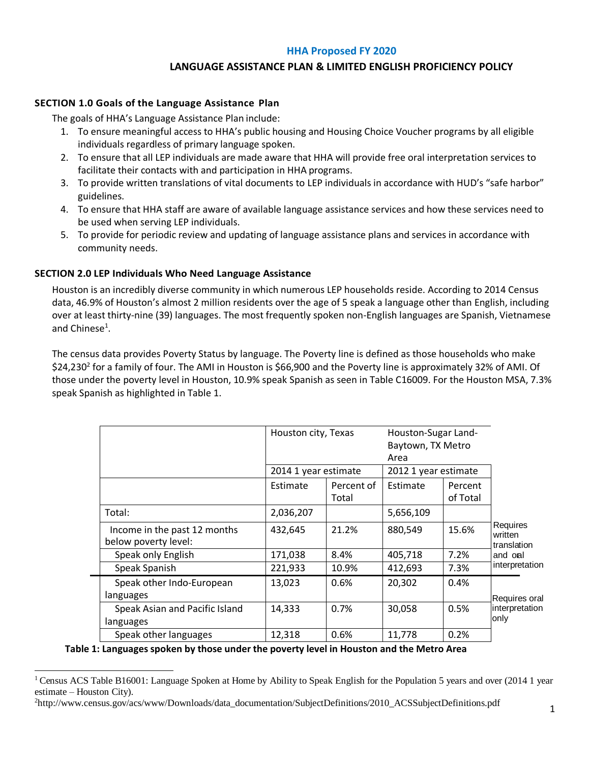## HHA Proposed FY 2020

## LANGUAGE ASSISTANCE PLAN & LIMITED ENGLISH PROFICIENCY POLICY

### SECTION 1.0 Goals of the Language Assistance Plan

The goals of HHA's Language Assistance Plan include:

1. To ensure meaningful access to HHA's public housing and Housing Choice Voucher programs by all eligible individuals regardless of primary language spoken.
2. To ensure that all LEP individuals are made aware that HHA will provide free oral interpretation services to facilitate their contacts with and participation in HHA programs.
3. To provide written translations of vital documents to LEP individuals in accordance with HUD's "safe harbor" guidelines.
4. To ensure that HHA staff are aware of available language assistance services and how these services need to be used when serving LEP individuals.
5. To provide for periodic review and updating of language assistance plans and services in accordance with community needs.

### SECTION 2.0 LEP Individuals Who Need Language Assistance

Houston is an incredibly diverse community in which numerous LEP households reside. According to 2014 Census data, 46.9% of Houston's almost 2 million residents over the age of 5 speak a language other than English, including over at least thirty-nine (39) languages. The most frequently spoken non-English languages are Spanish, Vietnamese and Chinese[1].

The census data provides Poverty Status by language. The Poverty line is defined as those households who make $24,230[2] for a family of four. The AMI in Houston is $66,900 and the Poverty line is approximately 32% of AMI. Of those under the poverty level in Houston, 10.9% speak Spanish as seen in Table C16009. For the Houston MSA, 7.3% speak Spanish as highlighted in Table 1.

| | Houston city, Texas | | Houston-Sugar Land-Baytown, TX Metro Area | | |
|---|---|---|---|---|---|
| | 2014 1 year estimate | | 2012 1 year estimate | | |
| | Estimate | Percent of Total | Estimate | Percent of Total | |
| Total: | 2,036,207 | | 5,656,109 | | |
| Income in the past 12 months below poverty level: | 432,645 | 21.2% | 880,549 | 15.6% | Requires written translation and oral interpretation |
| Speak only English | 171,038 | 8.4% | 405,718 | 7.2% | |
| Speak Spanish | 221,933 | 10.9% | 412,693 | 7.3% | |
| Speak other Indo-European languages | 13,023 | 0.6% | 20,302 | 0.4% | Requires oral interpretation only |
| Speak Asian and Pacific Island languages | 14,333 | 0.7% | 30,058 | 0.5% | |
| Speak other languages | 12,318 | 0.6% | 11,778 | 0.2% | |

**Table 1: Languages spoken by those under the poverty level in Houston and the Metro Area**

[1] Census ACS Table B16001: Language Spoken at Home by Ability to Speak English for the Population 5 years and over (2014 1 year estimate – Houston City).

[2] http://www.census.gov/acs/www/Downloads/data_documentation/SubjectDefinitions/2010_ACSSubjectDefinitions.pdf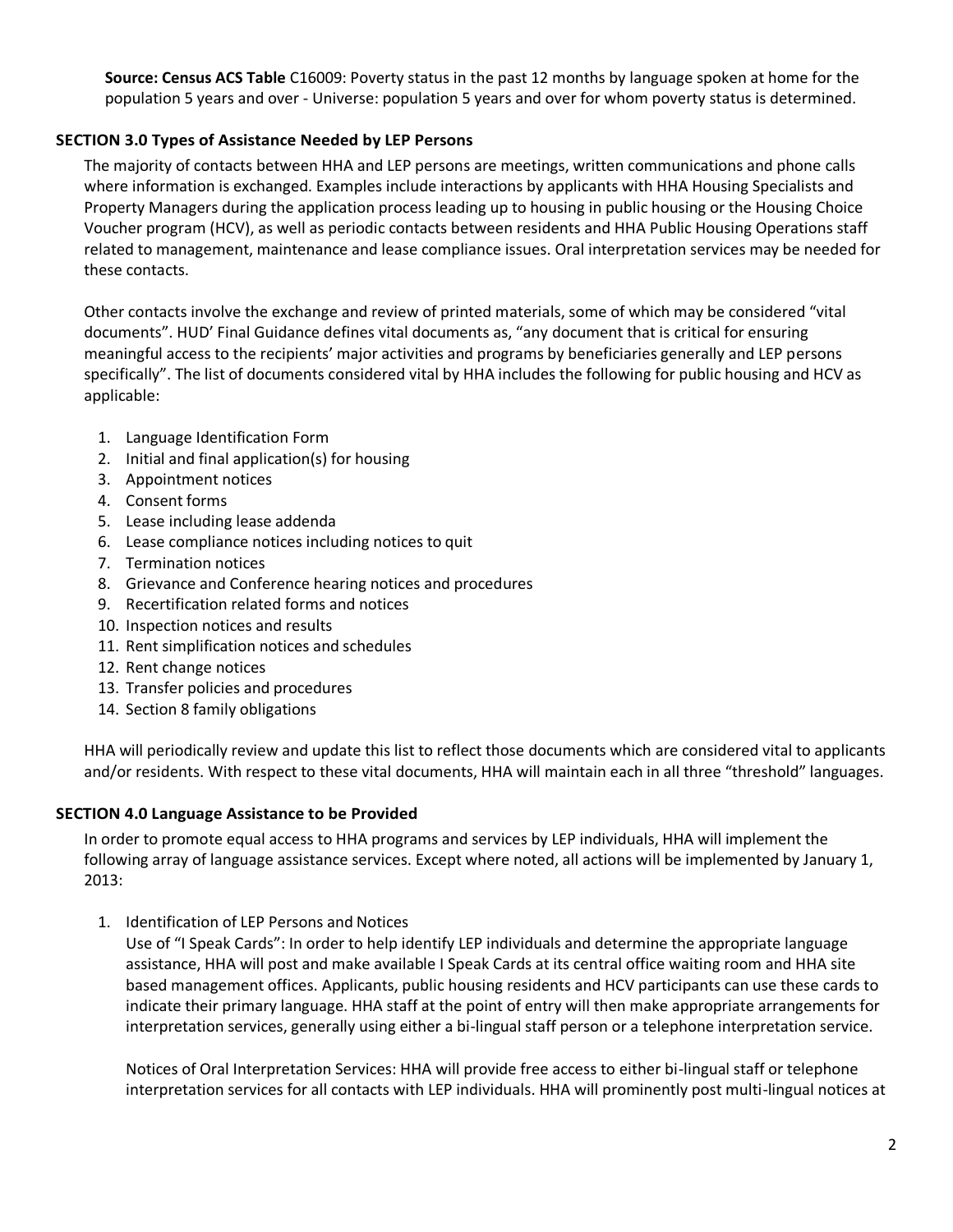**Source: Census ACS Table** C16009: Poverty status in the past 12 months by language spoken at home for the population 5 years and over - Universe: population 5 years and over for whom poverty status is determined.

## SECTION 3.0 Types of Assistance Needed by LEP Persons

The majority of contacts between HHA and LEP persons are meetings, written communications and phone calls where information is exchanged. Examples include interactions by applicants with HHA Housing Specialists and Property Managers during the application process leading up to housing in public housing or the Housing Choice Voucher program (HCV), as well as periodic contacts between residents and HHA Public Housing Operations staff related to management, maintenance and lease compliance issues. Oral interpretation services may be needed for these contacts.

Other contacts involve the exchange and review of printed materials, some of which may be considered "vital documents". HUD' Final Guidance defines vital documents as, "any document that is critical for ensuring meaningful access to the recipients' major activities and programs by beneficiaries generally and LEP persons specifically". The list of documents considered vital by HHA includes the following for public housing and HCV as applicable:

1. Language Identification Form
2. Initial and final application(s) for housing
3. Appointment notices
4. Consent forms
5. Lease including lease addenda
6. Lease compliance notices including notices to quit
7. Termination notices
8. Grievance and Conference hearing notices and procedures
9. Recertification related forms and notices
10. Inspection notices and results
11. Rent simplification notices and schedules
12. Rent change notices
13. Transfer policies and procedures
14. Section 8 family obligations

HHA will periodically review and update this list to reflect those documents which are considered vital to applicants and/or residents. With respect to these vital documents, HHA will maintain each in all three "threshold" languages.

## SECTION 4.0 Language Assistance to be Provided

In order to promote equal access to HHA programs and services by LEP individuals, HHA will implement the following array of language assistance services. Except where noted, all actions will be implemented by January 1, 2013:

1. Identification of LEP Persons and Notices

   Use of "I Speak Cards": In order to help identify LEP individuals and determine the appropriate language assistance, HHA will post and make available I Speak Cards at its central office waiting room and HHA site based management offices. Applicants, public housing residents and HCV participants can use these cards to indicate their primary language. HHA staff at the point of entry will then make appropriate arrangements for interpretation services, generally using either a bi-lingual staff person or a telephone interpretation service.

   Notices of Oral Interpretation Services: HHA will provide free access to either bi-lingual staff or telephone interpretation services for all contacts with LEP individuals. HHA will prominently post multi-lingual notices at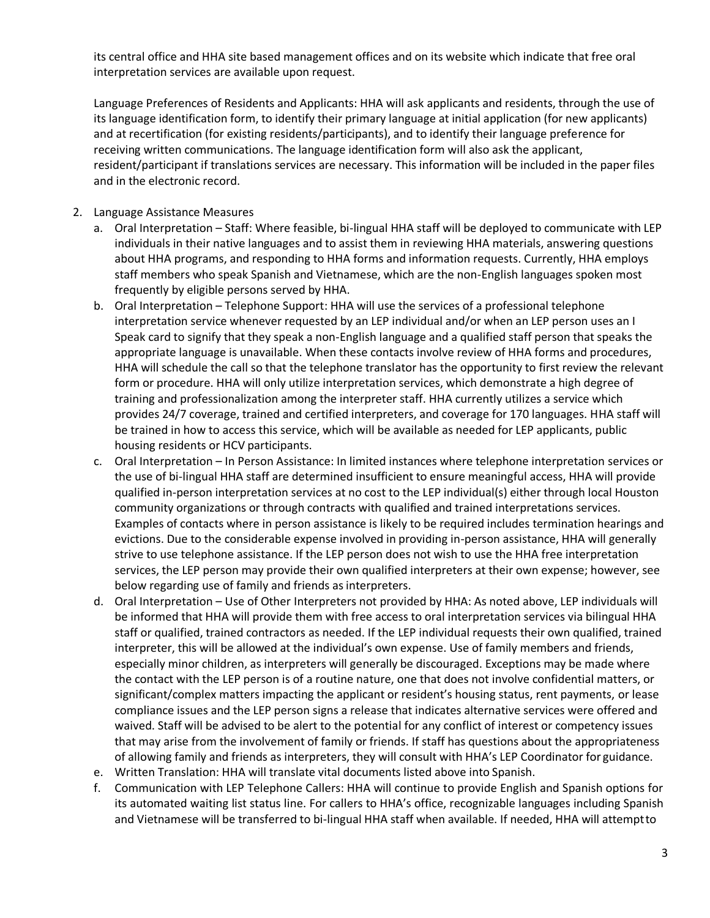its central office and HHA site based management offices and on its website which indicate that free oral interpretation services are available upon request.

Language Preferences of Residents and Applicants: HHA will ask applicants and residents, through the use of its language identification form, to identify their primary language at initial application (for new applicants) and at recertification (for existing residents/participants), and to identify their language preference for receiving written communications. The language identification form will also ask the applicant, resident/participant if translations services are necessary. This information will be included in the paper files and in the electronic record.

2. Language Assistance Measures
   a. Oral Interpretation – Staff: Where feasible, bi-lingual HHA staff will be deployed to communicate with LEP individuals in their native languages and to assist them in reviewing HHA materials, answering questions about HHA programs, and responding to HHA forms and information requests. Currently, HHA employs staff members who speak Spanish and Vietnamese, which are the non-English languages spoken most frequently by eligible persons served by HHA.
   b. Oral Interpretation – Telephone Support: HHA will use the services of a professional telephone interpretation service whenever requested by an LEP individual and/or when an LEP person uses an I Speak card to signify that they speak a non-English language and a qualified staff person that speaks the appropriate language is unavailable. When these contacts involve review of HHA forms and procedures, HHA will schedule the call so that the telephone translator has the opportunity to first review the relevant form or procedure. HHA will only utilize interpretation services, which demonstrate a high degree of training and professionalization among the interpreter staff. HHA currently utilizes a service which provides 24/7 coverage, trained and certified interpreters, and coverage for 170 languages. HHA staff will be trained in how to access this service, which will be available as needed for LEP applicants, public housing residents or HCV participants.
   c. Oral Interpretation – In Person Assistance: In limited instances where telephone interpretation services or the use of bi-lingual HHA staff are determined insufficient to ensure meaningful access, HHA will provide qualified in-person interpretation services at no cost to the LEP individual(s) either through local Houston community organizations or through contracts with qualified and trained interpretations services. Examples of contacts where in person assistance is likely to be required includes termination hearings and evictions. Due to the considerable expense involved in providing in-person assistance, HHA will generally strive to use telephone assistance. If the LEP person does not wish to use the HHA free interpretation services, the LEP person may provide their own qualified interpreters at their own expense; however, see below regarding use of family and friends as interpreters.
   d. Oral Interpretation – Use of Other Interpreters not provided by HHA: As noted above, LEP individuals will be informed that HHA will provide them with free access to oral interpretation services via bilingual HHA staff or qualified, trained contractors as needed. If the LEP individual requests their own qualified, trained interpreter, this will be allowed at the individual's own expense. Use of family members and friends, especially minor children, as interpreters will generally be discouraged. Exceptions may be made where the contact with the LEP person is of a routine nature, one that does not involve confidential matters, or significant/complex matters impacting the applicant or resident's housing status, rent payments, or lease compliance issues and the LEP person signs a release that indicates alternative services were offered and waived. Staff will be advised to be alert to the potential for any conflict of interest or competency issues that may arise from the involvement of family or friends. If staff has questions about the appropriateness of allowing family and friends as interpreters, they will consult with HHA's LEP Coordinator for guidance.
   e. Written Translation: HHA will translate vital documents listed above into Spanish.
   f. Communication with LEP Telephone Callers: HHA will continue to provide English and Spanish options for its automated waiting list status line. For callers to HHA's office, recognizable languages including Spanish and Vietnamese will be transferred to bi-lingual HHA staff when available. If needed, HHA will attempt to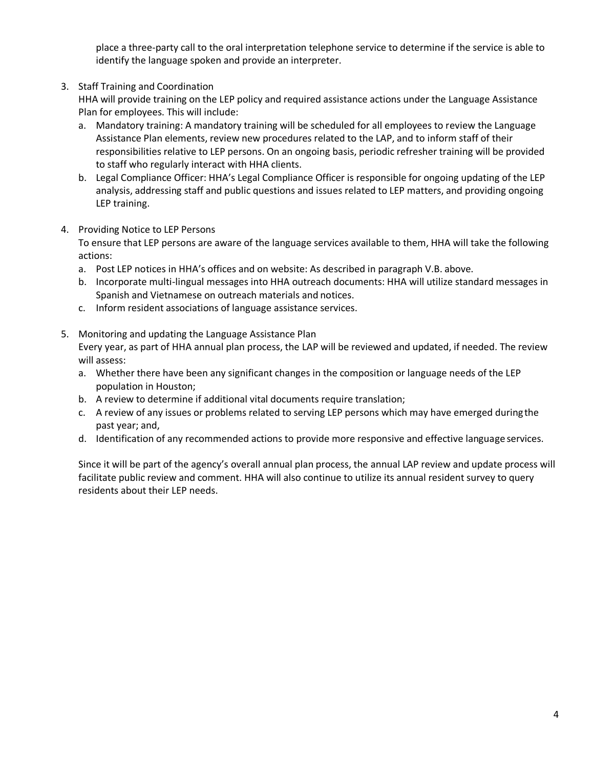place a three-party call to the oral interpretation telephone service to determine if the service is able to identify the language spoken and provide an interpreter.

3. Staff Training and Coordination
   HHA will provide training on the LEP policy and required assistance actions under the Language Assistance Plan for employees. This will include:
   a. Mandatory training: A mandatory training will be scheduled for all employees to review the Language Assistance Plan elements, review new procedures related to the LAP, and to inform staff of their responsibilities relative to LEP persons. On an ongoing basis, periodic refresher training will be provided to staff who regularly interact with HHA clients.
   b. Legal Compliance Officer: HHA's Legal Compliance Officer is responsible for ongoing updating of the LEP analysis, addressing staff and public questions and issues related to LEP matters, and providing ongoing LEP training.

4. Providing Notice to LEP Persons
   To ensure that LEP persons are aware of the language services available to them, HHA will take the following actions:
   a. Post LEP notices in HHA's offices and on website: As described in paragraph V.B. above.
   b. Incorporate multi-lingual messages into HHA outreach documents: HHA will utilize standard messages in Spanish and Vietnamese on outreach materials and notices.
   c. Inform resident associations of language assistance services.

5. Monitoring and updating the Language Assistance Plan
   Every year, as part of HHA annual plan process, the LAP will be reviewed and updated, if needed. The review will assess:
   a. Whether there have been any significant changes in the composition or language needs of the LEP population in Houston;
   b. A review to determine if additional vital documents require translation;
   c. A review of any issues or problems related to serving LEP persons which may have emerged during the past year; and,
   d. Identification of any recommended actions to provide more responsive and effective language services.

   Since it will be part of the agency's overall annual plan process, the annual LAP review and update process will facilitate public review and comment. HHA will also continue to utilize its annual resident survey to query residents about their LEP needs.